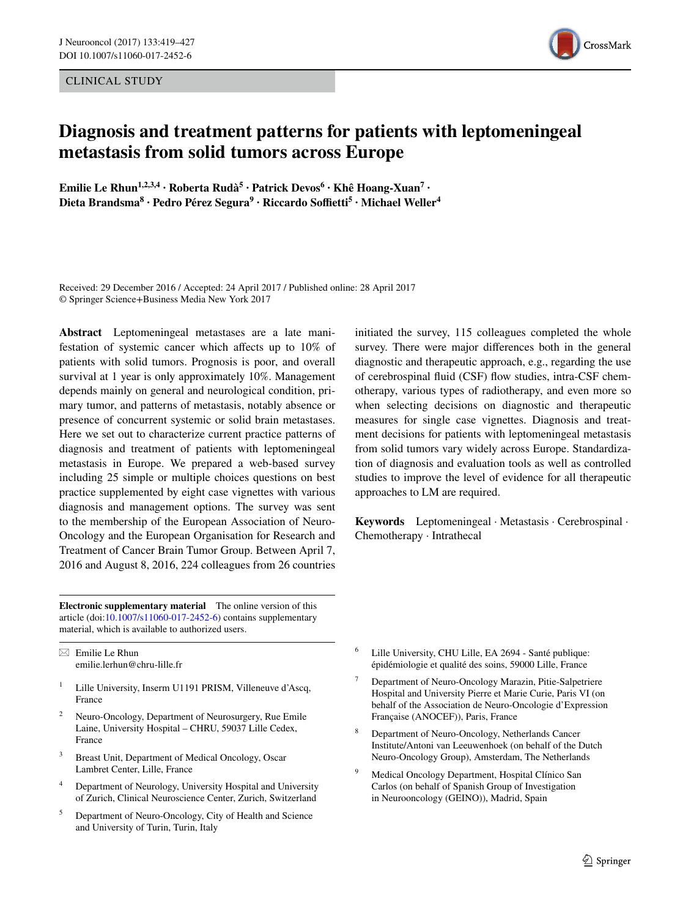CLINICAL STUDY

# Diagnosis and treatment patterns for patients with leptomeningeal metastasis from solid tumors across Europe

**Emilie Le Rhun[1,2,3,4] · Roberta Rudà[5] · Patrick Devos[6] · Khê Hoang-Xuan[7] · Dieta Brandsma[8] · Pedro Pérez Segura[9] · Riccardo Soffietti[5] · Michael Weller[4]**

Received: 29 December 2016 / Accepted: 24 April 2017 / Published online: 28 April 2017
© Springer Science+Business Media New York 2017

**Abstract** Leptomeningeal metastases are a late manifestation of systemic cancer which affects up to 10% of patients with solid tumors. Prognosis is poor, and overall survival at 1 year is only approximately 10%. Management depends mainly on general and neurological condition, primary tumor, and patterns of metastasis, notably absence or presence of concurrent systemic or solid brain metastases. Here we set out to characterize current practice patterns of diagnosis and treatment of patients with leptomeningeal metastasis in Europe. We prepared a web-based survey including 25 simple or multiple choices questions on best practice supplemented by eight case vignettes with various diagnosis and management options. The survey was sent to the membership of the European Association of Neuro-Oncology and the European Organisation for Research and Treatment of Cancer Brain Tumor Group. Between April 7, 2016 and August 8, 2016, 224 colleagues from 26 countries initiated the survey, 115 colleagues completed the whole survey. There were major differences both in the general diagnostic and therapeutic approach, e.g., regarding the use of cerebrospinal fluid (CSF) flow studies, intra-CSF chemotherapy, various types of radiotherapy, and even more so when selecting decisions on diagnostic and therapeutic measures for single case vignettes. Diagnosis and treatment decisions for patients with leptomeningeal metastasis from solid tumors vary widely across Europe. Standardization of diagnosis and evaluation tools as well as controlled studies to improve the level of evidence for all therapeutic approaches to LM are required.

**Keywords** Leptomeningeal · Metastasis · Cerebrospinal · Chemotherapy · Intrathecal

**Electronic supplementary material** The online version of this article (doi:10.1007/s11060-017-2452-6) contains supplementary material, which is available to authorized users.

✉ Emilie Le Rhun
emilie.lerhun@chru-lille.fr

1 Lille University, Inserm U1191 PRISM, Villeneuve d'Ascq, France

2 Neuro-Oncology, Department of Neurosurgery, Rue Emile Laine, University Hospital – CHRU, 59037 Lille Cedex, France

3 Breast Unit, Department of Medical Oncology, Oscar Lambret Center, Lille, France

4 Department of Neurology, University Hospital and University of Zurich, Clinical Neuroscience Center, Zurich, Switzerland

5 Department of Neuro-Oncology, City of Health and Science and University of Turin, Turin, Italy

6 Lille University, CHU Lille, EA 2694 - Santé publique: épidémiologie et qualité des soins, 59000 Lille, France

7 Department of Neuro-Oncology Marazin, Pitie-Salpetriere Hospital and University Pierre et Marie Curie, Paris VI (on behalf of the Association de Neuro-Oncologie d'Expression Française (ANOCEF)), Paris, France

8 Department of Neuro-Oncology, Netherlands Cancer Institute/Antoni van Leeuwenhoek (on behalf of the Dutch Neuro-Oncology Group), Amsterdam, The Netherlands

9 Medical Oncology Department, Hospital Clínico San Carlos (on behalf of Spanish Group of Investigation in Neurooncology (GEINO)), Madrid, Spain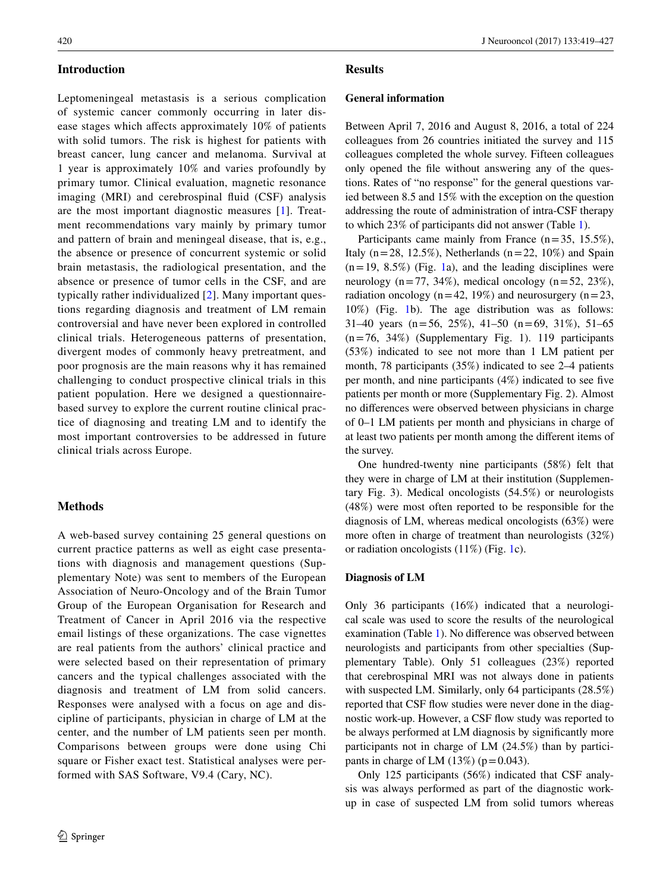## Introduction

Leptomeningeal metastasis is a serious complication of systemic cancer commonly occurring in later disease stages which affects approximately 10% of patients with solid tumors. The risk is highest for patients with breast cancer, lung cancer and melanoma. Survival at 1 year is approximately 10% and varies profoundly by primary tumor. Clinical evaluation, magnetic resonance imaging (MRI) and cerebrospinal fluid (CSF) analysis are the most important diagnostic measures [1]. Treatment recommendations vary mainly by primary tumor and pattern of brain and meningeal disease, that is, e.g., the absence or presence of concurrent systemic or solid brain metastasis, the radiological presentation, and the absence or presence of tumor cells in the CSF, and are typically rather individualized [2]. Many important questions regarding diagnosis and treatment of LM remain controversial and have never been explored in controlled clinical trials. Heterogeneous patterns of presentation, divergent modes of commonly heavy pretreatment, and poor prognosis are the main reasons why it has remained challenging to conduct prospective clinical trials in this patient population. Here we designed a questionnaire-based survey to explore the current routine clinical practice of diagnosing and treating LM and to identify the most important controversies to be addressed in future clinical trials across Europe.

## Methods

A web-based survey containing 25 general questions on current practice patterns as well as eight case presentations with diagnosis and management questions (Supplementary Note) was sent to members of the European Association of Neuro-Oncology and of the Brain Tumor Group of the European Organisation for Research and Treatment of Cancer in April 2016 via the respective email listings of these organizations. The case vignettes are real patients from the authors' clinical practice and were selected based on their representation of primary cancers and the typical challenges associated with the diagnosis and treatment of LM from solid cancers. Responses were analysed with a focus on age and discipline of participants, physician in charge of LM at the center, and the number of LM patients seen per month. Comparisons between groups were done using Chi square or Fisher exact test. Statistical analyses were performed with SAS Software, V9.4 (Cary, NC).

## Results

### General information

Between April 7, 2016 and August 8, 2016, a total of 224 colleagues from 26 countries initiated the survey and 115 colleagues completed the whole survey. Fifteen colleagues only opened the file without answering any of the questions. Rates of "no response" for the general questions varied between 8.5 and 15% with the exception on the question addressing the route of administration of intra-CSF therapy to which 23% of participants did not answer (Table 1).

Participants came mainly from France (n = 35, 15.5%), Italy (n = 28, 12.5%), Netherlands (n = 22, 10%) and Spain (n = 19, 8.5%) (Fig. 1a), and the leading disciplines were neurology (n = 77, 34%), medical oncology (n = 52, 23%), radiation oncology (n = 42, 19%) and neurosurgery (n = 23, 10%) (Fig. 1b). The age distribution was as follows: 31–40 years (n = 56, 25%), 41–50 (n = 69, 31%), 51–65 (n = 76, 34%) (Supplementary Fig. 1). 119 participants (53%) indicated to see not more than 1 LM patient per month, 78 participants (35%) indicated to see 2–4 patients per month, and nine participants (4%) indicated to see five patients per month or more (Supplementary Fig. 2). Almost no differences were observed between physicians in charge of 0–1 LM patients per month and physicians in charge of at least two patients per month among the different items of the survey.

One hundred-twenty nine participants (58%) felt that they were in charge of LM at their institution (Supplementary Fig. 3). Medical oncologists (54.5%) or neurologists (48%) were most often reported to be responsible for the diagnosis of LM, whereas medical oncologists (63%) were more often in charge of treatment than neurologists (32%) or radiation oncologists (11%) (Fig. 1c).

### Diagnosis of LM

Only 36 participants (16%) indicated that a neurological scale was used to score the results of the neurological examination (Table 1). No difference was observed between neurologists and participants from other specialties (Supplementary Table). Only 51 colleagues (23%) reported that cerebrospinal MRI was not always done in patients with suspected LM. Similarly, only 64 participants (28.5%) reported that CSF flow studies were never done in the diagnostic work-up. However, a CSF flow study was reported to be always performed at LM diagnosis by significantly more participants not in charge of LM (24.5%) than by participants in charge of LM (13%) ($p = 0.043$).

Only 125 participants (56%) indicated that CSF analysis was always performed as part of the diagnostic work-up in case of suspected LM from solid tumors whereas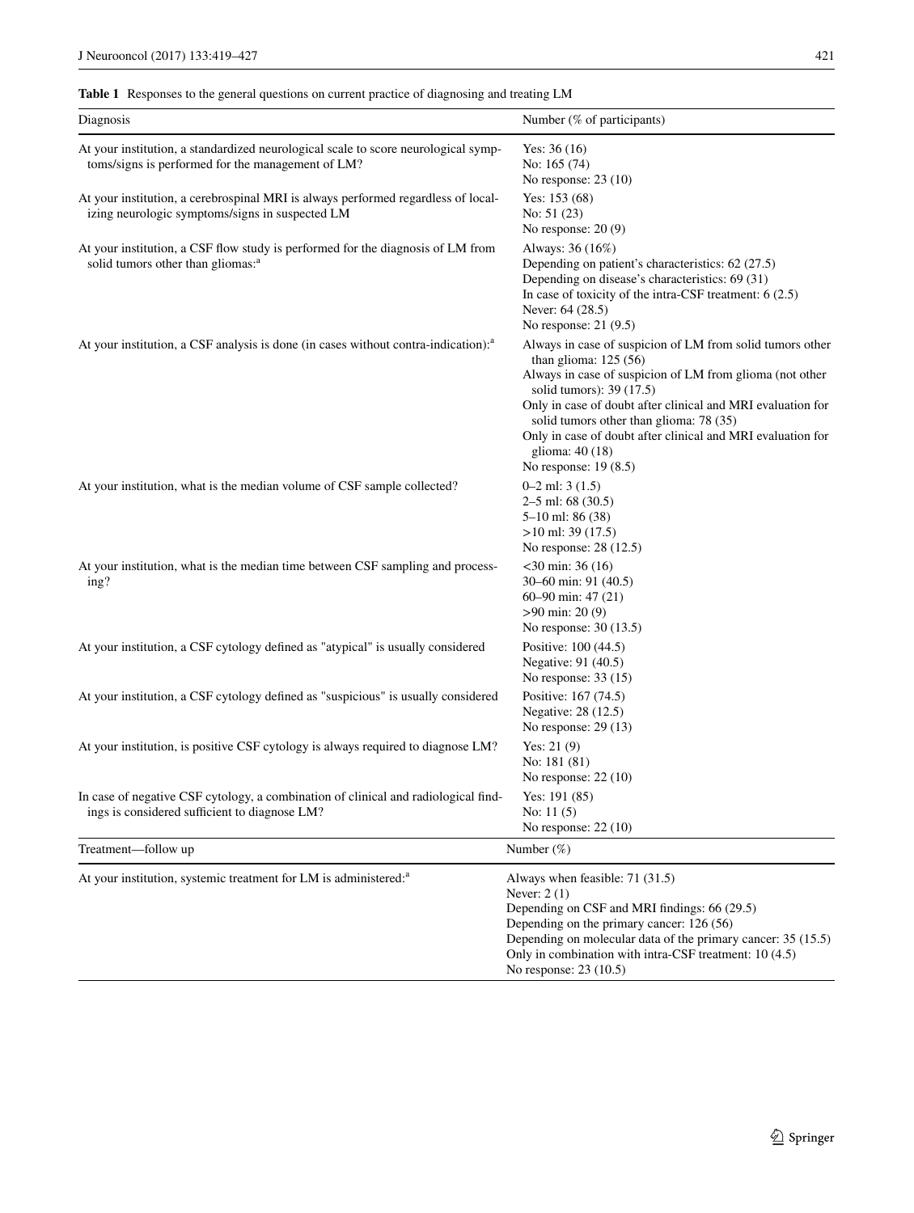**Table 1** Responses to the general questions on current practice of diagnosing and treating LM

| Diagnosis | Number (% of participants) |
| --- | --- |
| At your institution, a standardized neurological scale to score neurological symptoms/signs is performed for the management of LM? | Yes: 36 (16)<br>No: 165 (74)<br>No response: 23 (10) |
| At your institution, a cerebrospinal MRI is always performed regardless of localizing neurologic symptoms/signs in suspected LM | Yes: 153 (68)<br>No: 51 (23)<br>No response: 20 (9) |
| At your institution, a CSF flow study is performed for the diagnosis of LM from solid tumors other than gliomas:[a] | Always: 36 (16%)<br>Depending on patient's characteristics: 62 (27.5)<br>Depending on disease's characteristics: 69 (31)<br>In case of toxicity of the intra-CSF treatment: 6 (2.5)<br>Never: 64 (28.5)<br>No response: 21 (9.5) |
| At your institution, a CSF analysis is done (in cases without contra-indication):[a] | Always in case of suspicion of LM from solid tumors other than glioma: 125 (56)<br>Always in case of suspicion of LM from glioma (not other solid tumors): 39 (17.5)<br>Only in case of doubt after clinical and MRI evaluation for solid tumors other than glioma: 78 (35)<br>Only in case of doubt after clinical and MRI evaluation for glioma: 40 (18)<br>No response: 19 (8.5) |
| At your institution, what is the median volume of CSF sample collected? | 0–2 ml: 3 (1.5)<br>2–5 ml: 68 (30.5)<br>5–10 ml: 86 (38)<br>>10 ml: 39 (17.5)<br>No response: 28 (12.5) |
| At your institution, what is the median time between CSF sampling and processing? | <30 min: 36 (16)<br>30–60 min: 91 (40.5)<br>60–90 min: 47 (21)<br>>90 min: 20 (9)<br>No response: 30 (13.5) |
| At your institution, a CSF cytology defined as "atypical" is usually considered | Positive: 100 (44.5)<br>Negative: 91 (40.5)<br>No response: 33 (15) |
| At your institution, a CSF cytology defined as "suspicious" is usually considered | Positive: 167 (74.5)<br>Negative: 28 (12.5)<br>No response: 29 (13) |
| At your institution, is positive CSF cytology is always required to diagnose LM? | Yes: 21 (9)<br>No: 181 (81)<br>No response: 22 (10) |
| In case of negative CSF cytology, a combination of clinical and radiological findings is considered sufficient to diagnose LM? | Yes: 191 (85)<br>No: 11 (5)<br>No response: 22 (10) |
| **Treatment—follow up** | **Number (%)** |
| At your institution, systemic treatment for LM is administered:[a] | Always when feasible: 71 (31.5)<br>Never: 2 (1)<br>Depending on CSF and MRI findings: 66 (29.5)<br>Depending on the primary cancer: 126 (56)<br>Depending on molecular data of the primary cancer: 35 (15.5)<br>Only in combination with intra-CSF treatment: 10 (4.5)<br>No response: 23 (10.5) |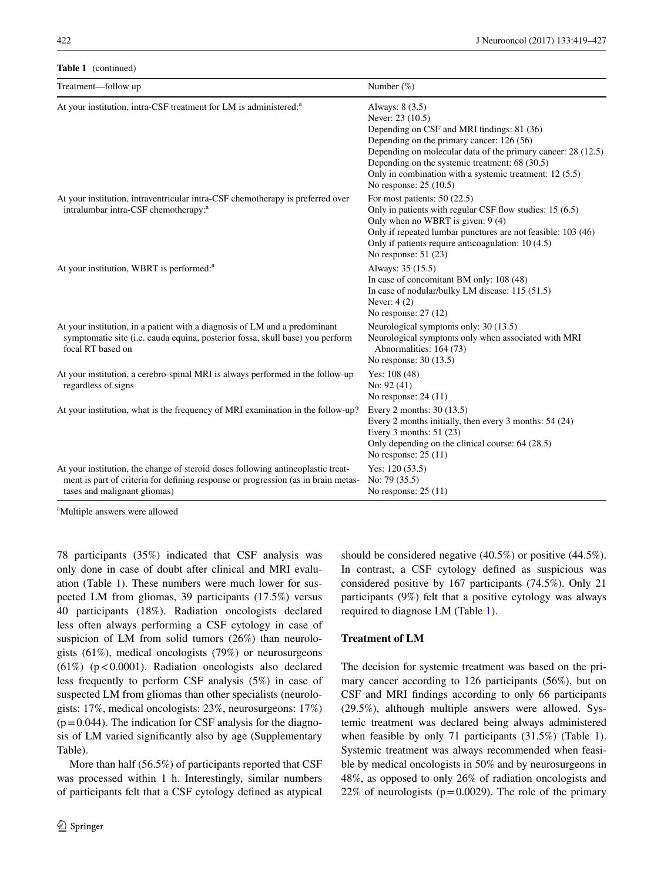**Table 1** (continued)

| Treatment—follow up | Number (%) |
|---|---|
| At your institution, intra-CSF treatment for LM is administered:[a] | Always: 8 (3.5)<br>Never: 23 (10.5)<br>Depending on CSF and MRI findings: 81 (36)<br>Depending on the primary cancer: 126 (56)<br>Depending on molecular data of the primary cancer: 28 (12.5)<br>Depending on the systemic treatment: 68 (30.5)<br>Only in combination with a systemic treatment: 12 (5.5)<br>No response: 25 (10.5) |
| At your institution, intraventricular intra-CSF chemotherapy is preferred over intralumbar intra-CSF chemotherapy:[a] | For most patients: 50 (22.5)<br>Only in patients with regular CSF flow studies: 15 (6.5)<br>Only when no WBRT is given: 9 (4)<br>Only if repeated lumbar punctures are not feasible: 103 (46)<br>Only if patients require anticoagulation: 10 (4.5)<br>No response: 51 (23) |
| At your institution, WBRT is performed:[a] | Always: 35 (15.5)<br>In case of concomitant BM only: 108 (48)<br>In case of nodular/bulky LM disease: 115 (51.5)<br>Never: 4 (2)<br>No response: 27 (12) |
| At your institution, in a patient with a diagnosis of LM and a predominant symptomatic site (i.e. cauda equina, posterior fossa, skull base) you perform focal RT based on | Neurological symptoms only: 30 (13.5)<br>Neurological symptoms only when associated with MRI Abnormalities: 164 (73)<br>No response: 30 (13.5) |
| At your institution, a cerebro-spinal MRI is always performed in the follow-up regardless of signs | Yes: 108 (48)<br>No: 92 (41)<br>No response: 24 (11) |
| At your institution, what is the frequency of MRI examination in the follow-up? | Every 2 months: 30 (13.5)<br>Every 2 months initially, then every 3 months: 54 (24)<br>Every 3 months: 51 (23)<br>Only depending on the clinical course: 64 (28.5)<br>No response: 25 (11) |
| At your institution, the change of steroid doses following antineoplastic treatment is part of criteria for defining response or progression (as in brain metastases and malignant gliomas) | Yes: 120 (53.5)<br>No: 79 (35.5)<br>No response: 25 (11) |

[a]Multiple answers were allowed

78 participants (35%) indicated that CSF analysis was only done in case of doubt after clinical and MRI evaluation (Table 1). These numbers were much lower for suspected LM from gliomas, 39 participants (17.5%) versus 40 participants (18%). Radiation oncologists declared less often always performing a CSF cytology in case of suspicion of LM from solid tumors (26%) than neurologists (61%), medical oncologists (79%) or neurosurgeons (61%) ($p < 0.0001$). Radiation oncologists also declared less frequently to perform CSF analysis (5%) in case of suspected LM from gliomas than other specialists (neurologists: 17%, medical oncologists: 23%, neurosurgeons: 17%) ($p = 0.044$). The indication for CSF analysis for the diagnosis of LM varied significantly also by age (Supplementary Table).

More than half (56.5%) of participants reported that CSF was processed within 1 h. Interestingly, similar numbers of participants felt that a CSF cytology defined as atypical should be considered negative (40.5%) or positive (44.5%). In contrast, a CSF cytology defined as suspicious was considered positive by 167 participants (74.5%). Only 21 participants (9%) felt that a positive cytology was always required to diagnose LM (Table 1).

### Treatment of LM

The decision for systemic treatment was based on the primary cancer according to 126 participants (56%), but on CSF and MRI findings according to only 66 participants (29.5%), although multiple answers were allowed. Systemic treatment was declared being always administered when feasible by only 71 participants (31.5%) (Table 1). Systemic treatment was always recommended when feasible by medical oncologists in 50% and by neurosurgeons in 48%, as opposed to only 26% of radiation oncologists and 22% of neurologists ($p = 0.0029$). The role of the primary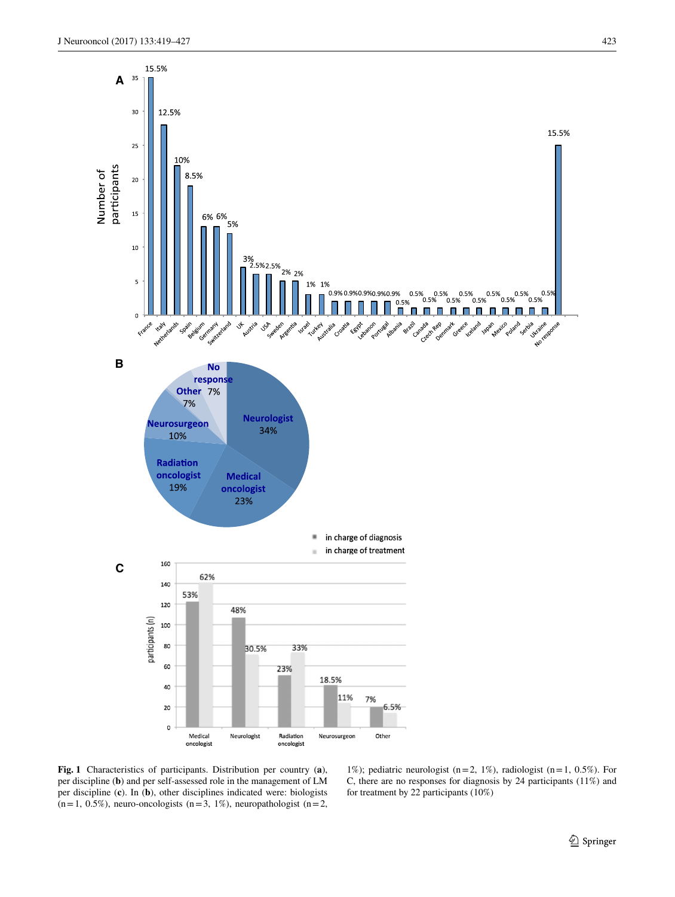**Fig. 1** Characteristics of participants. Distribution per country (**a**), per discipline (**b**) and per self-assessed role in the management of LM per discipline (**c**). In (**b**), other disciplines indicated were: biologists (n = 1, 0.5%), neuro-oncologists (n = 3, 1%), neuropathologist (n = 2, 1%); pediatric neurologist (n = 2, 1%), radiologist (n = 1, 0.5%). For C, there are no responses for diagnosis by 24 participants (11%) and for treatment by 22 participants (10%)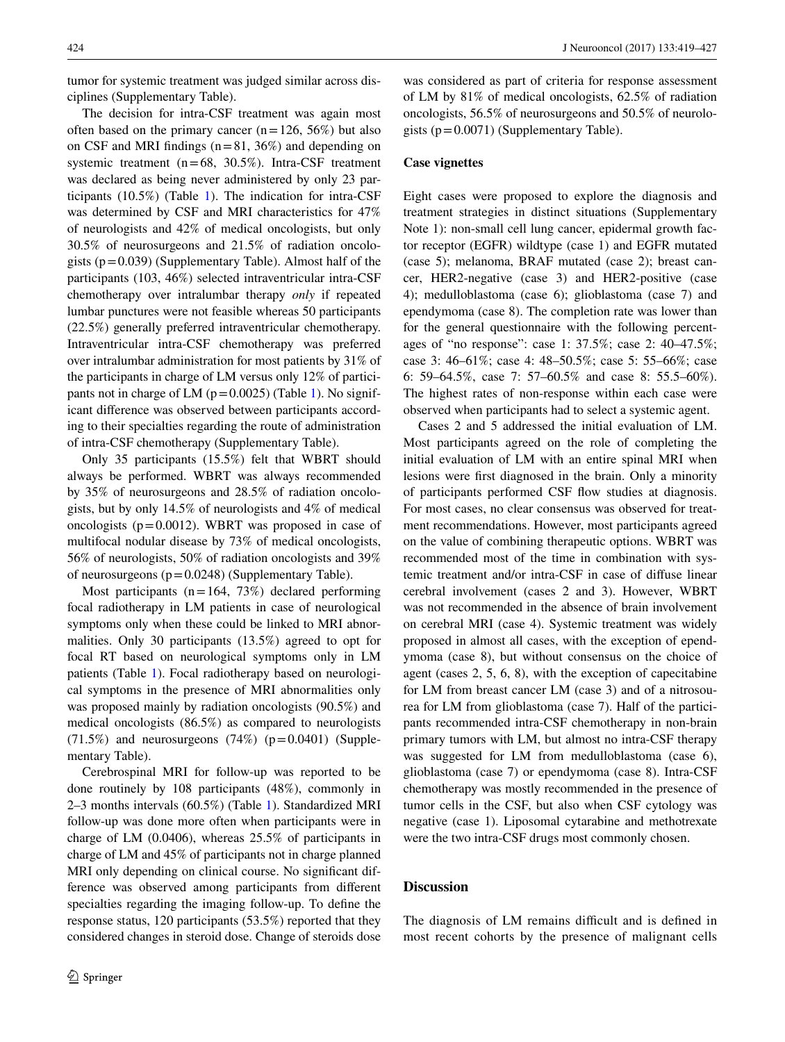tumor for systemic treatment was judged similar across disciplines (Supplementary Table).

The decision for intra-CSF treatment was again most often based on the primary cancer (n = 126, 56%) but also on CSF and MRI findings (n = 81, 36%) and depending on systemic treatment (n = 68, 30.5%). Intra-CSF treatment was declared as being never administered by only 23 participants (10.5%) (Table 1). The indication for intra-CSF was determined by CSF and MRI characteristics for 47% of neurologists and 42% of medical oncologists, but only 30.5% of neurosurgeons and 21.5% of radiation oncologists (p = 0.039) (Supplementary Table). Almost half of the participants (103, 46%) selected intraventricular intra-CSF chemotherapy over intralumbar therapy *only* if repeated lumbar punctures were not feasible whereas 50 participants (22.5%) generally preferred intraventricular chemotherapy. Intraventricular intra-CSF chemotherapy was preferred over intralumbar administration for most patients by 31% of the participants in charge of LM versus only 12% of participants not in charge of LM (p = 0.0025) (Table 1). No significant difference was observed between participants according to their specialties regarding the route of administration of intra-CSF chemotherapy (Supplementary Table).

Only 35 participants (15.5%) felt that WBRT should always be performed. WBRT was always recommended by 35% of neurosurgeons and 28.5% of radiation oncologists, but by only 14.5% of neurologists and 4% of medical oncologists (p = 0.0012). WBRT was proposed in case of multifocal nodular disease by 73% of medical oncologists, 56% of neurologists, 50% of radiation oncologists and 39% of neurosurgeons (p = 0.0248) (Supplementary Table).

Most participants (n = 164, 73%) declared performing focal radiotherapy in LM patients in case of neurological symptoms only when these could be linked to MRI abnormalities. Only 30 participants (13.5%) agreed to opt for focal RT based on neurological symptoms only in LM patients (Table 1). Focal radiotherapy based on neurological symptoms in the presence of MRI abnormalities only was proposed mainly by radiation oncologists (90.5%) and medical oncologists (86.5%) as compared to neurologists (71.5%) and neurosurgeons (74%) (p = 0.0401) (Supplementary Table).

Cerebrospinal MRI for follow-up was reported to be done routinely by 108 participants (48%), commonly in 2–3 months intervals (60.5%) (Table 1). Standardized MRI follow-up was done more often when participants were in charge of LM (0.0406), whereas 25.5% of participants in charge of LM and 45% of participants not in charge planned MRI only depending on clinical course. No significant difference was observed among participants from different specialties regarding the imaging follow-up. To define the response status, 120 participants (53.5%) reported that they considered changes in steroid dose. Change of steroids dose was considered as part of criteria for response assessment of LM by 81% of medical oncologists, 62.5% of radiation oncologists, 56.5% of neurosurgeons and 50.5% of neurologists (p = 0.0071) (Supplementary Table).

### Case vignettes

Eight cases were proposed to explore the diagnosis and treatment strategies in distinct situations (Supplementary Note 1): non-small cell lung cancer, epidermal growth factor receptor (EGFR) wildtype (case 1) and EGFR mutated (case 5); melanoma, BRAF mutated (case 2); breast cancer, HER2-negative (case 3) and HER2-positive (case 4); medulloblastoma (case 6); glioblastoma (case 7) and ependymoma (case 8). The completion rate was lower than for the general questionnaire with the following percentages of "no response": case 1: 37.5%; case 2: 40–47.5%; case 3: 46–61%; case 4: 48–50.5%; case 5: 55–66%; case 6: 59–64.5%, case 7: 57–60.5% and case 8: 55.5–60%). The highest rates of non-response within each case were observed when participants had to select a systemic agent.

Cases 2 and 5 addressed the initial evaluation of LM. Most participants agreed on the role of completing the initial evaluation of LM with an entire spinal MRI when lesions were first diagnosed in the brain. Only a minority of participants performed CSF flow studies at diagnosis. For most cases, no clear consensus was observed for treatment recommendations. However, most participants agreed on the value of combining therapeutic options. WBRT was recommended most of the time in combination with systemic treatment and/or intra-CSF in case of diffuse linear cerebral involvement (cases 2 and 3). However, WBRT was not recommended in the absence of brain involvement on cerebral MRI (case 4). Systemic treatment was widely proposed in almost all cases, with the exception of ependymoma (case 8), but without consensus on the choice of agent (cases 2, 5, 6, 8), with the exception of capecitabine for LM from breast cancer LM (case 3) and of a nitrosourea for LM from glioblastoma (case 7). Half of the participants recommended intra-CSF chemotherapy in non-brain primary tumors with LM, but almost no intra-CSF therapy was suggested for LM from medulloblastoma (case 6), glioblastoma (case 7) or ependymoma (case 8). Intra-CSF chemotherapy was mostly recommended in the presence of tumor cells in the CSF, but also when CSF cytology was negative (case 1). Liposomal cytarabine and methotrexate were the two intra-CSF drugs most commonly chosen.

## Discussion

The diagnosis of LM remains difficult and is defined in most recent cohorts by the presence of malignant cells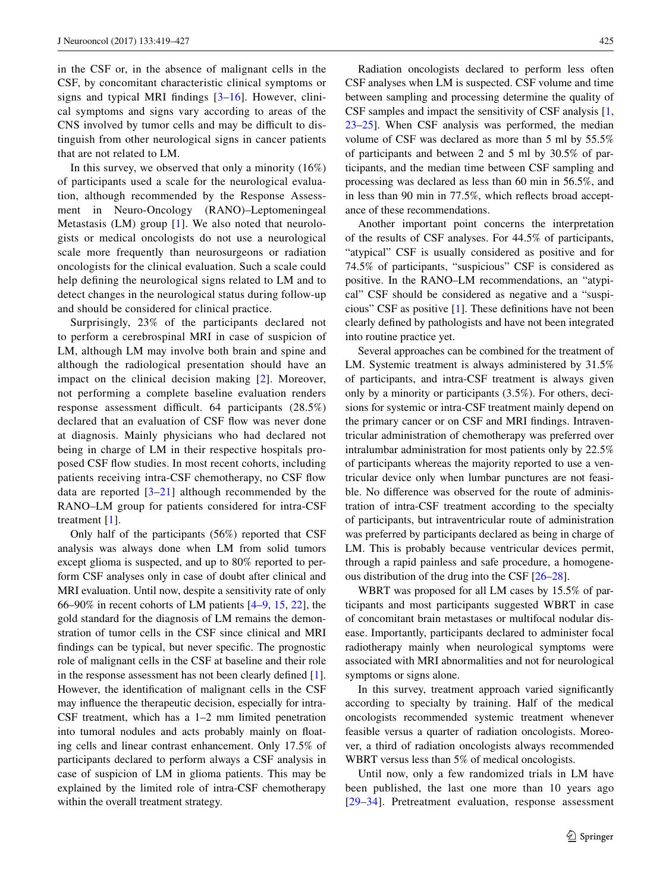in the CSF or, in the absence of malignant cells in the CSF, by concomitant characteristic clinical symptoms or signs and typical MRI findings [3–16]. However, clinical symptoms and signs vary according to areas of the CNS involved by tumor cells and may be difficult to distinguish from other neurological signs in cancer patients that are not related to LM.

In this survey, we observed that only a minority (16%) of participants used a scale for the neurological evaluation, although recommended by the Response Assessment in Neuro-Oncology (RANO)–Leptomeningeal Metastasis (LM) group [1]. We also noted that neurologists or medical oncologists do not use a neurological scale more frequently than neurosurgeons or radiation oncologists for the clinical evaluation. Such a scale could help defining the neurological signs related to LM and to detect changes in the neurological status during follow-up and should be considered for clinical practice.

Surprisingly, 23% of the participants declared not to perform a cerebrospinal MRI in case of suspicion of LM, although LM may involve both brain and spine and although the radiological presentation should have an impact on the clinical decision making [2]. Moreover, not performing a complete baseline evaluation renders response assessment difficult. 64 participants (28.5%) declared that an evaluation of CSF flow was never done at diagnosis. Mainly physicians who had declared not being in charge of LM in their respective hospitals proposed CSF flow studies. In most recent cohorts, including patients receiving intra-CSF chemotherapy, no CSF flow data are reported [3–21] although recommended by the RANO–LM group for patients considered for intra-CSF treatment [1].

Only half of the participants (56%) reported that CSF analysis was always done when LM from solid tumors except glioma is suspected, and up to 80% reported to perform CSF analyses only in case of doubt after clinical and MRI evaluation. Until now, despite a sensitivity rate of only 66–90% in recent cohorts of LM patients [4–9, 15, 22], the gold standard for the diagnosis of LM remains the demonstration of tumor cells in the CSF since clinical and MRI findings can be typical, but never specific. The prognostic role of malignant cells in the CSF at baseline and their role in the response assessment has not been clearly defined [1]. However, the identification of malignant cells in the CSF may influence the therapeutic decision, especially for intra-CSF treatment, which has a 1–2 mm limited penetration into tumoral nodules and acts probably mainly on floating cells and linear contrast enhancement. Only 17.5% of participants declared to perform always a CSF analysis in case of suspicion of LM in glioma patients. This may be explained by the limited role of intra-CSF chemotherapy within the overall treatment strategy.

Radiation oncologists declared to perform less often CSF analyses when LM is suspected. CSF volume and time between sampling and processing determine the quality of CSF samples and impact the sensitivity of CSF analysis [1, 23–25]. When CSF analysis was performed, the median volume of CSF was declared as more than 5 ml by 55.5% of participants and between 2 and 5 ml by 30.5% of participants, and the median time between CSF sampling and processing was declared as less than 60 min in 56.5%, and in less than 90 min in 77.5%, which reflects broad acceptance of these recommendations.

Another important point concerns the interpretation of the results of CSF analyses. For 44.5% of participants, "atypical" CSF is usually considered as positive and for 74.5% of participants, "suspicious" CSF is considered as positive. In the RANO–LM recommendations, an "atypical" CSF should be considered as negative and a "suspicious" CSF as positive [1]. These definitions have not been clearly defined by pathologists and have not been integrated into routine practice yet.

Several approaches can be combined for the treatment of LM. Systemic treatment is always administered by 31.5% of participants, and intra-CSF treatment is always given only by a minority or participants (3.5%). For others, decisions for systemic or intra-CSF treatment mainly depend on the primary cancer or on CSF and MRI findings. Intraventricular administration of chemotherapy was preferred over intralumbar administration for most patients only by 22.5% of participants whereas the majority reported to use a ventricular device only when lumbar punctures are not feasible. No difference was observed for the route of administration of intra-CSF treatment according to the specialty of participants, but intraventricular route of administration was preferred by participants declared as being in charge of LM. This is probably because ventricular devices permit, through a rapid painless and safe procedure, a homogeneous distribution of the drug into the CSF [26–28].

WBRT was proposed for all LM cases by 15.5% of participants and most participants suggested WBRT in case of concomitant brain metastases or multifocal nodular disease. Importantly, participants declared to administer focal radiotherapy mainly when neurological symptoms were associated with MRI abnormalities and not for neurological symptoms or signs alone.

In this survey, treatment approach varied significantly according to specialty by training. Half of the medical oncologists recommended systemic treatment whenever feasible versus a quarter of radiation oncologists. Moreover, a third of radiation oncologists always recommended WBRT versus less than 5% of medical oncologists.

Until now, only a few randomized trials in LM have been published, the last one more than 10 years ago [29–34]. Pretreatment evaluation, response assessment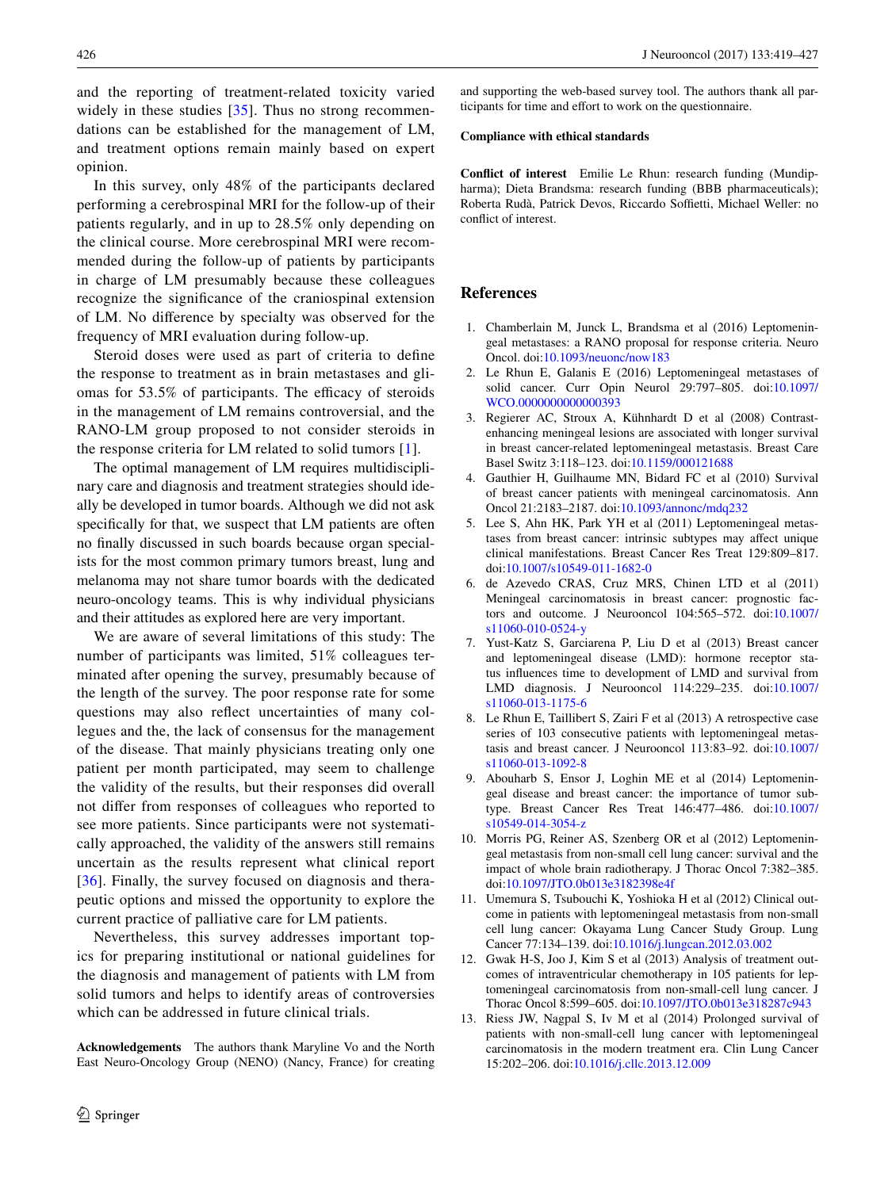and the reporting of treatment-related toxicity varied widely in these studies [35]. Thus no strong recommendations can be established for the management of LM, and treatment options remain mainly based on expert opinion.

In this survey, only 48% of the participants declared performing a cerebrospinal MRI for the follow-up of their patients regularly, and in up to 28.5% only depending on the clinical course. More cerebrospinal MRI were recommended during the follow-up of patients by participants in charge of LM presumably because these colleagues recognize the significance of the craniospinal extension of LM. No difference by specialty was observed for the frequency of MRI evaluation during follow-up.

Steroid doses were used as part of criteria to define the response to treatment as in brain metastases and gliomas for 53.5% of participants. The efficacy of steroids in the management of LM remains controversial, and the RANO-LM group proposed to not consider steroids in the response criteria for LM related to solid tumors [1].

The optimal management of LM requires multidisciplinary care and diagnosis and treatment strategies should ideally be developed in tumor boards. Although we did not ask specifically for that, we suspect that LM patients are often no finally discussed in such boards because organ specialists for the most common primary tumors breast, lung and melanoma may not share tumor boards with the dedicated neuro-oncology teams. This is why individual physicians and their attitudes as explored here are very important.

We are aware of several limitations of this study: The number of participants was limited, 51% colleagues terminated after opening the survey, presumably because of the length of the survey. The poor response rate for some questions may also reflect uncertainties of many collegues and the, the lack of consensus for the management of the disease. That mainly physicians treating only one patient per month participated, may seem to challenge the validity of the results, but their responses did overall not differ from responses of colleagues who reported to see more patients. Since participants were not systematically approached, the validity of the answers still remains uncertain as the results represent what clinical report [36]. Finally, the survey focused on diagnosis and therapeutic options and missed the opportunity to explore the current practice of palliative care for LM patients.

Nevertheless, this survey addresses important topics for preparing institutional or national guidelines for the diagnosis and management of patients with LM from solid tumors and helps to identify areas of controversies which can be addressed in future clinical trials.

**Acknowledgements** The authors thank Maryline Vo and the North East Neuro-Oncology Group (NENO) (Nancy, France) for creating and supporting the web-based survey tool. The authors thank all participants for time and effort to work on the questionnaire.

**Compliance with ethical standards**

**Conflict of interest** Emilie Le Rhun: research funding (Mundipharma); Dieta Brandsma: research funding (BBB pharmaceuticals); Roberta Rudà, Patrick Devos, Riccardo Soffietti, Michael Weller: no conflict of interest.

## References

1. Chamberlain M, Junck L, Brandsma et al (2016) Leptomeningeal metastases: a RANO proposal for response criteria. Neuro Oncol. doi:10.1093/neuonc/now183
2. Le Rhun E, Galanis E (2016) Leptomeningeal metastases of solid cancer. Curr Opin Neurol 29:797–805. doi:10.1097/WCO.0000000000000393
3. Regierer AC, Stroux A, Kühnhardt D et al (2008) Contrast-enhancing meningeal lesions are associated with longer survival in breast cancer-related leptomeningeal metastasis. Breast Care Basel Switz 3:118–123. doi:10.1159/000121688
4. Gauthier H, Guilhaume MN, Bidard FC et al (2010) Survival of breast cancer patients with meningeal carcinomatosis. Ann Oncol 21:2183–2187. doi:10.1093/annonc/mdq232
5. Lee S, Ahn HK, Park YH et al (2011) Leptomeningeal metastases from breast cancer: intrinsic subtypes may affect unique clinical manifestations. Breast Cancer Res Treat 129:809–817. doi:10.1007/s10549-011-1682-0
6. de Azevedo CRAS, Cruz MRS, Chinen LTD et al (2011) Meningeal carcinomatosis in breast cancer: prognostic factors and outcome. J Neurooncol 104:565–572. doi:10.1007/s11060-010-0524-y
7. Yust-Katz S, Garciarena P, Liu D et al (2013) Breast cancer and leptomeningeal disease (LMD): hormone receptor status influences time to development of LMD and survival from LMD diagnosis. J Neurooncol 114:229–235. doi:10.1007/s11060-013-1175-6
8. Le Rhun E, Taillibert S, Zairi F et al (2013) A retrospective case series of 103 consecutive patients with leptomeningeal metastasis and breast cancer. J Neurooncol 113:83–92. doi:10.1007/s11060-013-1092-8
9. Abouharb S, Ensor J, Loghin ME et al (2014) Leptomeningeal disease and breast cancer: the importance of tumor subtype. Breast Cancer Res Treat 146:477–486. doi:10.1007/s10549-014-3054-z
10. Morris PG, Reiner AS, Szenberg OR et al (2012) Leptomeningeal metastasis from non-small cell lung cancer: survival and the impact of whole brain radiotherapy. J Thorac Oncol 7:382–385. doi:10.1097/JTO.0b013e3182398e4f
11. Umemura S, Tsubouchi K, Yoshioka H et al (2012) Clinical outcome in patients with leptomeningeal metastasis from non-small cell lung cancer: Okayama Lung Cancer Study Group. Lung Cancer 77:134–139. doi:10.1016/j.lungcan.2012.03.002
12. Gwak H-S, Joo J, Kim S et al (2013) Analysis of treatment outcomes of intraventricular chemotherapy in 105 patients for leptomeningeal carcinomatosis from non-small-cell lung cancer. J Thorac Oncol 8:599–605. doi:10.1097/JTO.0b013e318287c943
13. Riess JW, Nagpal S, Iv M et al (2014) Prolonged survival of patients with non-small-cell lung cancer with leptomeningeal carcinomatosis in the modern treatment era. Clin Lung Cancer 15:202–206. doi:10.1016/j.cllc.2013.12.009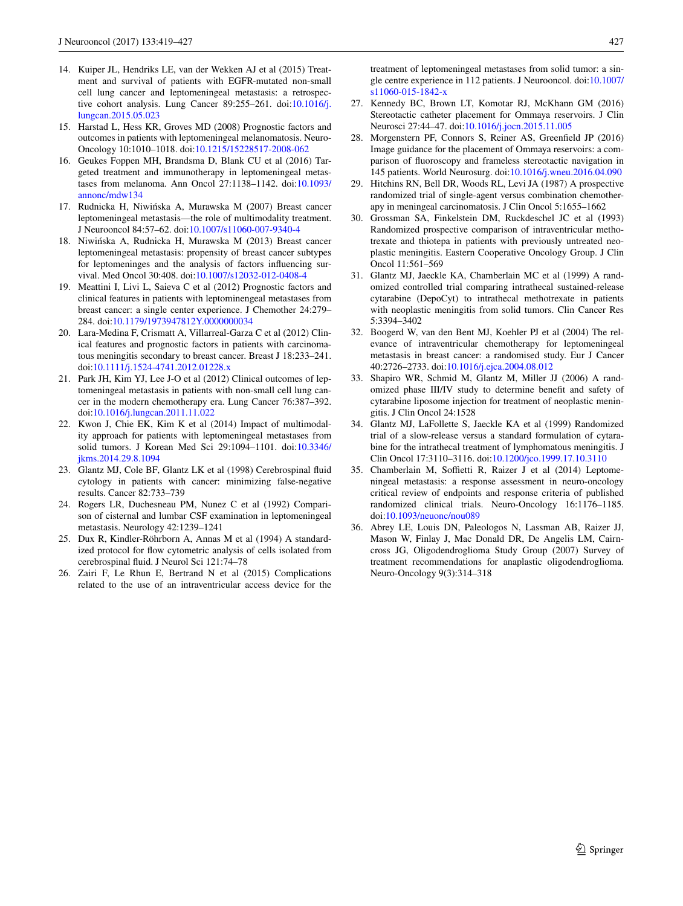14. Kuiper JL, Hendriks LE, van der Wekken AJ et al (2015) Treatment and survival of patients with EGFR-mutated non-small cell lung cancer and leptomeningeal metastasis: a retrospective cohort analysis. Lung Cancer 89:255–261. doi:10.1016/j.lungcan.2015.05.023
15. Harstad L, Hess KR, Groves MD (2008) Prognostic factors and outcomes in patients with leptomeningeal melanomatosis. Neuro-Oncology 10:1010–1018. doi:10.1215/15228517-2008-062
16. Geukes Foppen MH, Brandsma D, Blank CU et al (2016) Targeted treatment and immunotherapy in leptomeningeal metastases from melanoma. Ann Oncol 27:1138–1142. doi:10.1093/annonc/mdw134
17. Rudnicka H, Niwińska A, Murawska M (2007) Breast cancer leptomeningeal metastasis—the role of multimodality treatment. J Neurooncol 84:57–62. doi:10.1007/s11060-007-9340-4
18. Niwińska A, Rudnicka H, Murawska M (2013) Breast cancer leptomeningeal metastasis: propensity of breast cancer subtypes for leptomeninges and the analysis of factors influencing survival. Med Oncol 30:408. doi:10.1007/s12032-012-0408-4
19. Meattini I, Livi L, Saieva C et al (2012) Prognostic factors and clinical features in patients with leptominengeal metastases from breast cancer: a single center experience. J Chemother 24:279–284. doi:10.1179/1973947812Y.0000000034
20. Lara-Medina F, Crismatt A, Villarreal-Garza C et al (2012) Clinical features and prognostic factors in patients with carcinomatous meningitis secondary to breast cancer. Breast J 18:233–241. doi:10.1111/j.1524-4741.2012.01228.x
21. Park JH, Kim YJ, Lee J-O et al (2012) Clinical outcomes of leptomeningeal metastasis in patients with non-small cell lung cancer in the modern chemotherapy era. Lung Cancer 76:387–392. doi:10.1016/j.lungcan.2011.11.022
22. Kwon J, Chie EK, Kim K et al (2014) Impact of multimodality approach for patients with leptomeningeal metastases from solid tumors. J Korean Med Sci 29:1094–1101. doi:10.3346/jkms.2014.29.8.1094
23. Glantz MJ, Cole BF, Glantz LK et al (1998) Cerebrospinal fluid cytology in patients with cancer: minimizing false-negative results. Cancer 82:733–739
24. Rogers LR, Duchesneau PM, Nunez C et al (1992) Comparison of cisternal and lumbar CSF examination in leptomeningeal metastasis. Neurology 42:1239–1241
25. Dux R, Kindler-Röhrborn A, Annas M et al (1994) A standardized protocol for flow cytometric analysis of cells isolated from cerebrospinal fluid. J Neurol Sci 121:74–78
26. Zairi F, Le Rhun E, Bertrand N et al (2015) Complications related to the use of an intraventricular access device for the treatment of leptomeningeal metastases from solid tumor: a single centre experience in 112 patients. J Neurooncol. doi:10.1007/s11060-015-1842-x
27. Kennedy BC, Brown LT, Komotar RJ, McKhann GM (2016) Stereotactic catheter placement for Ommaya reservoirs. J Clin Neurosci 27:44–47. doi:10.1016/j.jocn.2015.11.005
28. Morgenstern PF, Connors S, Reiner AS, Greenfield JP (2016) Image guidance for the placement of Ommaya reservoirs: a comparison of fluoroscopy and frameless stereotactic navigation in 145 patients. World Neurosurg. doi:10.1016/j.wneu.2016.04.090
29. Hitchins RN, Bell DR, Woods RL, Levi JA (1987) A prospective randomized trial of single-agent versus combination chemotherapy in meningeal carcinomatosis. J Clin Oncol 5:1655–1662
30. Grossman SA, Finkelstein DM, Ruckdeschel JC et al (1993) Randomized prospective comparison of intraventricular methotrexate and thiotepa in patients with previously untreated neoplastic meningitis. Eastern Cooperative Oncology Group. J Clin Oncol 11:561–569
31. Glantz MJ, Jaeckle KA, Chamberlain MC et al (1999) A randomized controlled trial comparing intrathecal sustained-release cytarabine (DepoCyt) to intrathecal methotrexate in patients with neoplastic meningitis from solid tumors. Clin Cancer Res 5:3394–3402
32. Boogerd W, van den Bent MJ, Koehler PJ et al (2004) The relevance of intraventricular chemotherapy for leptomeningeal metastasis in breast cancer: a randomised study. Eur J Cancer 40:2726–2733. doi:10.1016/j.ejca.2004.08.012
33. Shapiro WR, Schmid M, Glantz M, Miller JJ (2006) A randomized phase III/IV study to determine benefit and safety of cytarabine liposome injection for treatment of neoplastic meningitis. J Clin Oncol 24:1528
34. Glantz MJ, LaFollette S, Jaeckle KA et al (1999) Randomized trial of a slow-release versus a standard formulation of cytarabine for the intrathecal treatment of lymphomatous meningitis. J Clin Oncol 17:3110–3116. doi:10.1200/jco.1999.17.10.3110
35. Chamberlain M, Soffietti R, Raizer J et al (2014) Leptomeningeal metastasis: a response assessment in neuro-oncology critical review of endpoints and response criteria of published randomized clinical trials. Neuro-Oncology 16:1176–1185. doi:10.1093/neuonc/nou089
36. Abrey LE, Louis DN, Paleologos N, Lassman AB, Raizer JJ, Mason W, Finlay J, Mac Donald DR, De Angelis LM, Cairncross JG, Oligodendroglioma Study Group (2007) Survey of treatment recommendations for anaplastic oligodendroglioma. Neuro-Oncology 9(3):314–318